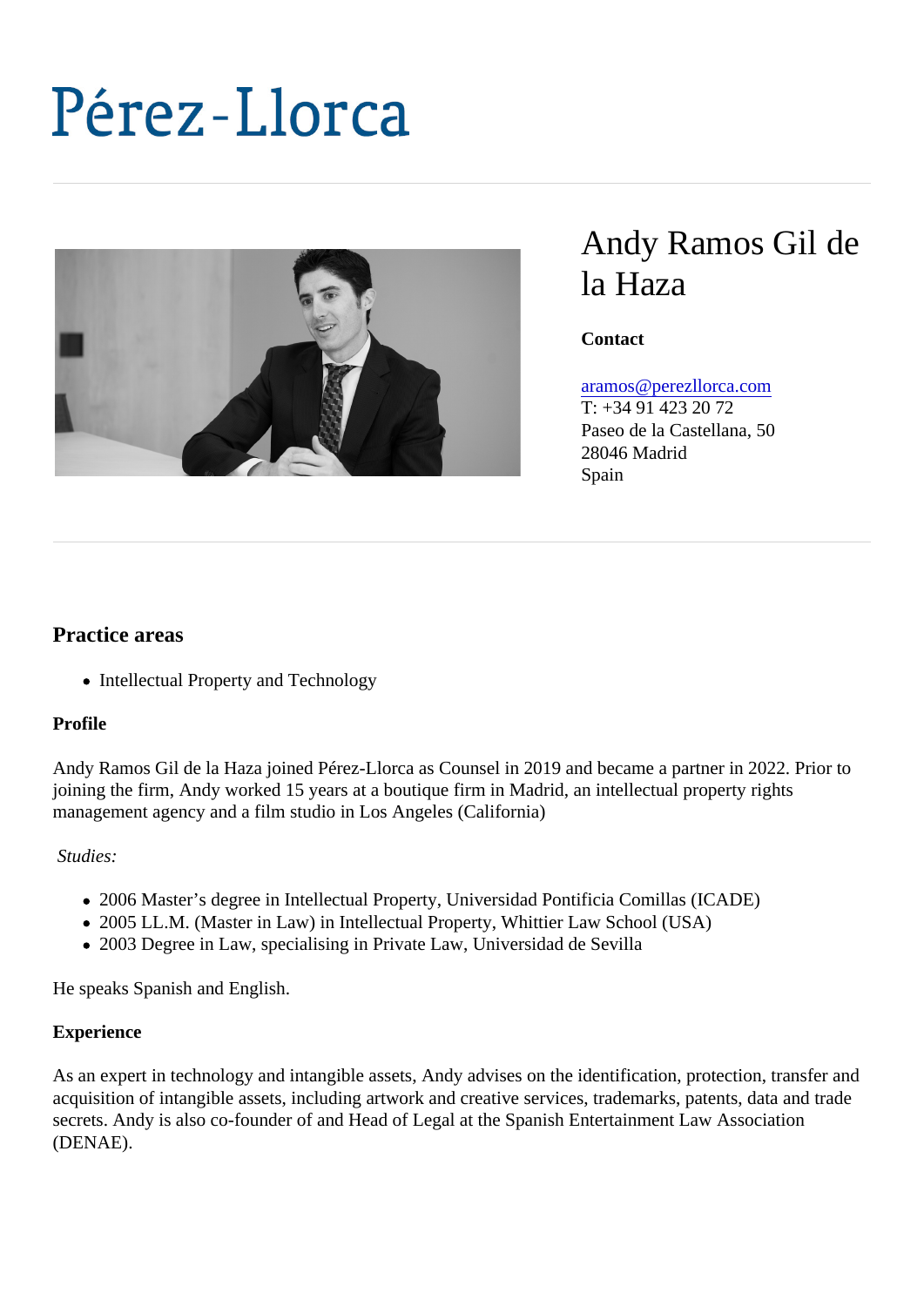# Pérez-Llorca

## Andy Ramos Gil de la Haza

**Contact**

aramos@perezllorca.com
T: +34 91 423 20 72
Paseo de la Castellana, 50
28046 Madrid
Spain

## Practice areas

- Intellectual Property and Technology

**Profile**

Andy Ramos Gil de la Haza joined Pérez-Llorca as Counsel in 2019 and became a partner in 2022. Prior to joining the firm, Andy worked 15 years at a boutique firm in Madrid, an intellectual property rights management agency and a film studio in Los Angeles (California)

*Studies:*

- 2006 Master's degree in Intellectual Property, Universidad Pontificia Comillas (ICADE)
- 2005 LL.M. (Master in Law) in Intellectual Property, Whittier Law School (USA)
- 2003 Degree in Law, specialising in Private Law, Universidad de Sevilla

He speaks Spanish and English.

**Experience**

As an expert in technology and intangible assets, Andy advises on the identification, protection, transfer and acquisition of intangible assets, including artwork and creative services, trademarks, patents, data and trade secrets. Andy is also co-founder of and Head of Legal at the Spanish Entertainment Law Association (DENAE).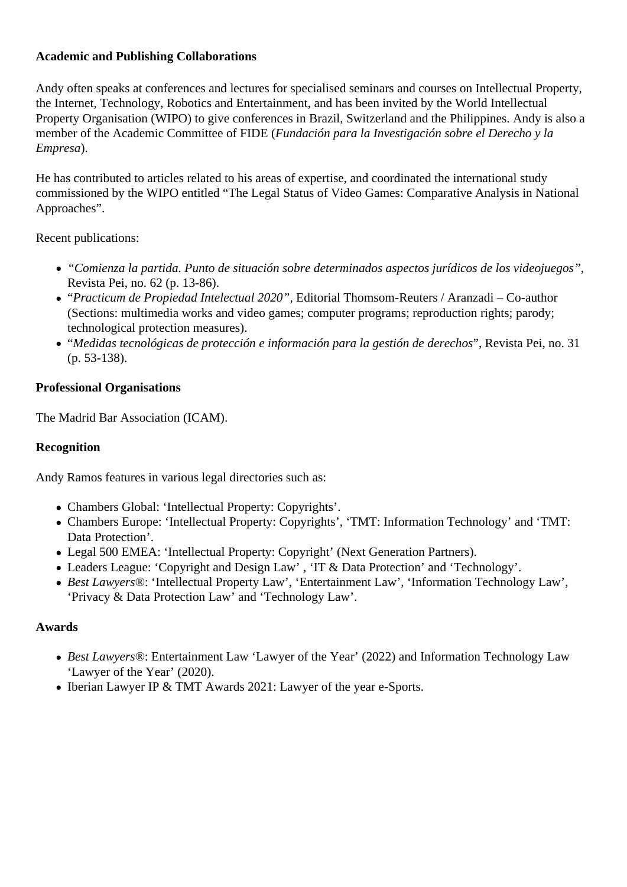**Academic and Publishing Collaborations**

Andy often speaks at conferences and lectures for specialised seminars and courses on Intellectual Property, the Internet, Technology, Robotics and Entertainment, and has been invited by the World Intellectual Property Organisation (WIPO) to give conferences in Brazil, Switzerland and the Philippines. Andy is also a member of the Academic Committee of FIDE (*Fundación para la Investigación sobre el Derecho y la Empresa*).

He has contributed to articles related to his areas of expertise, and coordinated the international study commissioned by the WIPO entitled “The Legal Status of Video Games: Comparative Analysis in National Approaches”.

Recent publications:

- *“Comienza la partida. Punto de situación sobre determinados aspectos jurídicos de los videojuegos”*, Revista Pei, no. 62 (p. 13-86).
- “*Practicum de Propiedad Intelectual 2020”*, Editorial Thomsom-Reuters / Aranzadi – Co-author (Sections: multimedia works and video games; computer programs; reproduction rights; parody; technological protection measures).
- “*Medidas tecnológicas de protección e información para la gestión de derechos*”, Revista Pei, no. 31 (p. 53-138).

**Professional Organisations**

The Madrid Bar Association (ICAM).

**Recognition**

Andy Ramos features in various legal directories such as:

- Chambers Global: ‘Intellectual Property: Copyrights’.
- Chambers Europe: ‘Intellectual Property: Copyrights’, ‘TMT: Information Technology’ and ‘TMT: Data Protection’.
- Legal 500 EMEA: ‘Intellectual Property: Copyright’ (Next Generation Partners).
- Leaders League: ‘Copyright and Design Law’ , ‘IT & Data Protection’ and ‘Technology’.
- *Best Lawyers®*: ‘Intellectual Property Law’, ‘Entertainment Law’, ‘Information Technology Law’, ‘Privacy & Data Protection Law’ and ‘Technology Law’.

**Awards**

- *Best Lawyers®*: Entertainment Law ‘Lawyer of the Year’ (2022) and Information Technology Law ‘Lawyer of the Year’ (2020).
- Iberian Lawyer IP & TMT Awards 2021: Lawyer of the year e-Sports.